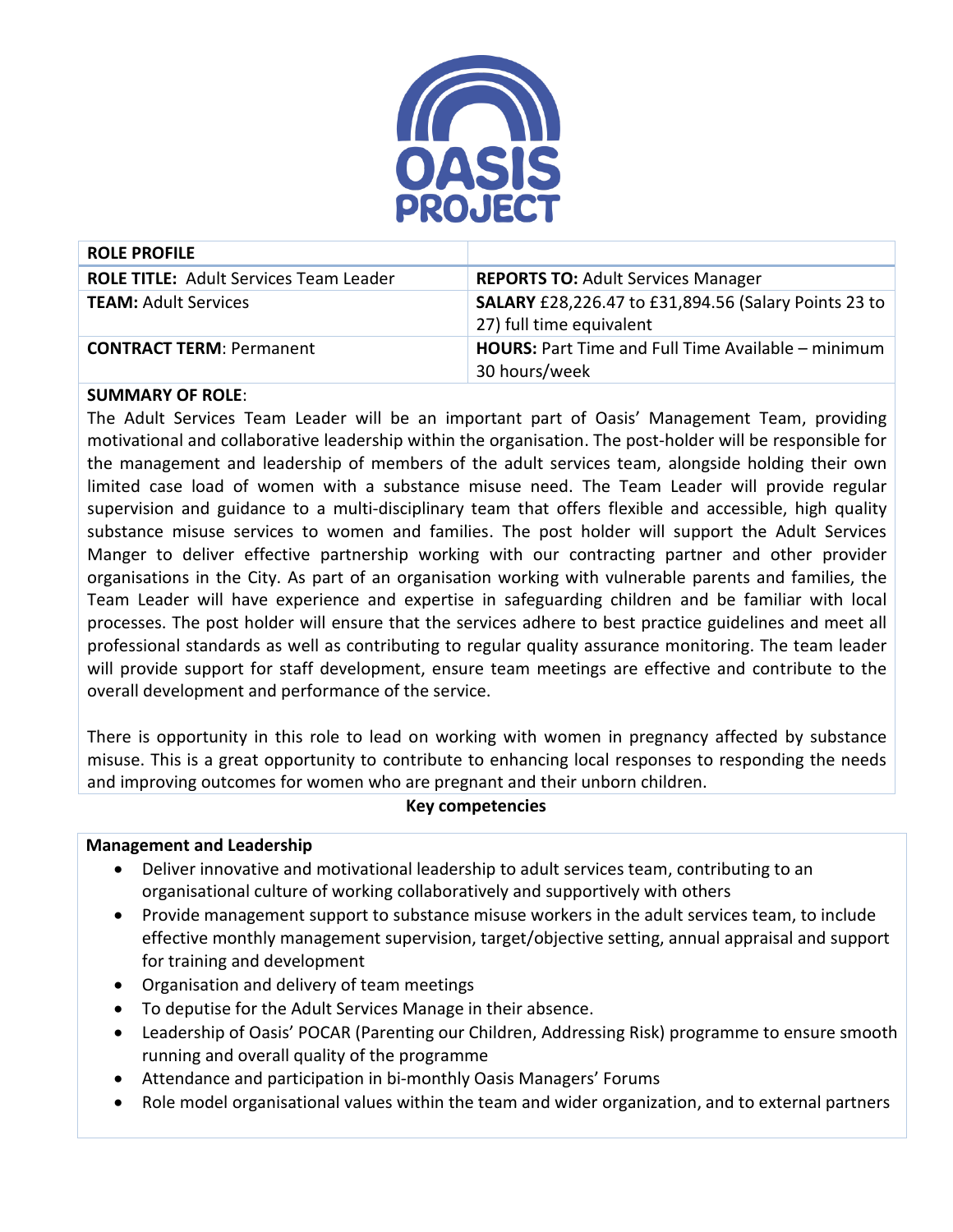# OASIS PROJECT

| ROLE PROFILE | |
|---|---|
| **ROLE TITLE:** Adult Services Team Leader | **REPORTS TO:** Adult Services Manager |
| **TEAM:** Adult Services | **SALARY** £28,226.47 to £31,894.56 (Salary Points 23 to 27) full time equivalent |
| **CONTRACT TERM**: Permanent | **HOURS:** Part Time and Full Time Available – minimum 30 hours/week |

**SUMMARY OF ROLE**:

The Adult Services Team Leader will be an important part of Oasis' Management Team, providing motivational and collaborative leadership within the organisation. The post-holder will be responsible for the management and leadership of members of the adult services team, alongside holding their own limited case load of women with a substance misuse need. The Team Leader will provide regular supervision and guidance to a multi-disciplinary team that offers flexible and accessible, high quality substance misuse services to women and families. The post holder will support the Adult Services Manger to deliver effective partnership working with our contracting partner and other provider organisations in the City. As part of an organisation working with vulnerable parents and families, the Team Leader will have experience and expertise in safeguarding children and be familiar with local processes. The post holder will ensure that the services adhere to best practice guidelines and meet all professional standards as well as contributing to regular quality assurance monitoring. The team leader will provide support for staff development, ensure team meetings are effective and contribute to the overall development and performance of the service.

There is opportunity in this role to lead on working with women in pregnancy affected by substance misuse. This is a great opportunity to contribute to enhancing local responses to responding the needs and improving outcomes for women who are pregnant and their unborn children.

**Key competencies**

**Management and Leadership**

- Deliver innovative and motivational leadership to adult services team, contributing to an organisational culture of working collaboratively and supportively with others
- Provide management support to substance misuse workers in the adult services team, to include effective monthly management supervision, target/objective setting, annual appraisal and support for training and development
- Organisation and delivery of team meetings
- To deputise for the Adult Services Manage in their absence.
- Leadership of Oasis' POCAR (Parenting our Children, Addressing Risk) programme to ensure smooth running and overall quality of the programme
- Attendance and participation in bi-monthly Oasis Managers' Forums
- Role model organisational values within the team and wider organization, and to external partners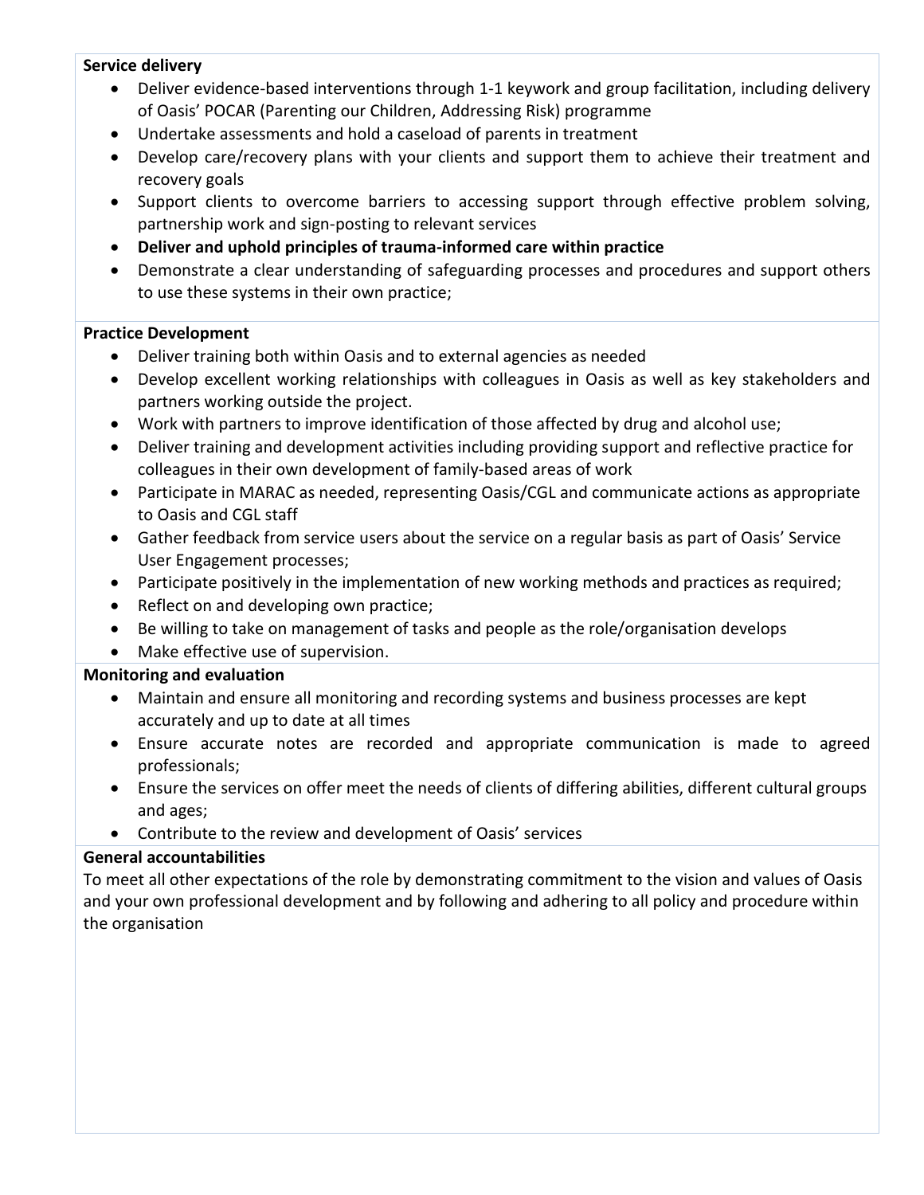**Service delivery**

- Deliver evidence-based interventions through 1-1 keywork and group facilitation, including delivery of Oasis' POCAR (Parenting our Children, Addressing Risk) programme
- Undertake assessments and hold a caseload of parents in treatment
- Develop care/recovery plans with your clients and support them to achieve their treatment and recovery goals
- Support clients to overcome barriers to accessing support through effective problem solving, partnership work and sign-posting to relevant services
- **Deliver and uphold principles of trauma-informed care within practice**
- Demonstrate a clear understanding of safeguarding processes and procedures and support others to use these systems in their own practice;

**Practice Development**

- Deliver training both within Oasis and to external agencies as needed
- Develop excellent working relationships with colleagues in Oasis as well as key stakeholders and partners working outside the project.
- Work with partners to improve identification of those affected by drug and alcohol use;
- Deliver training and development activities including providing support and reflective practice for colleagues in their own development of family-based areas of work
- Participate in MARAC as needed, representing Oasis/CGL and communicate actions as appropriate to Oasis and CGL staff
- Gather feedback from service users about the service on a regular basis as part of Oasis' Service User Engagement processes;
- Participate positively in the implementation of new working methods and practices as required;
- Reflect on and developing own practice;
- Be willing to take on management of tasks and people as the role/organisation develops
- Make effective use of supervision.

**Monitoring and evaluation**

- Maintain and ensure all monitoring and recording systems and business processes are kept accurately and up to date at all times
- Ensure accurate notes are recorded and appropriate communication is made to agreed professionals;
- Ensure the services on offer meet the needs of clients of differing abilities, different cultural groups and ages;
- Contribute to the review and development of Oasis' services

**General accountabilities**

To meet all other expectations of the role by demonstrating commitment to the vision and values of Oasis and your own professional development and by following and adhering to all policy and procedure within the organisation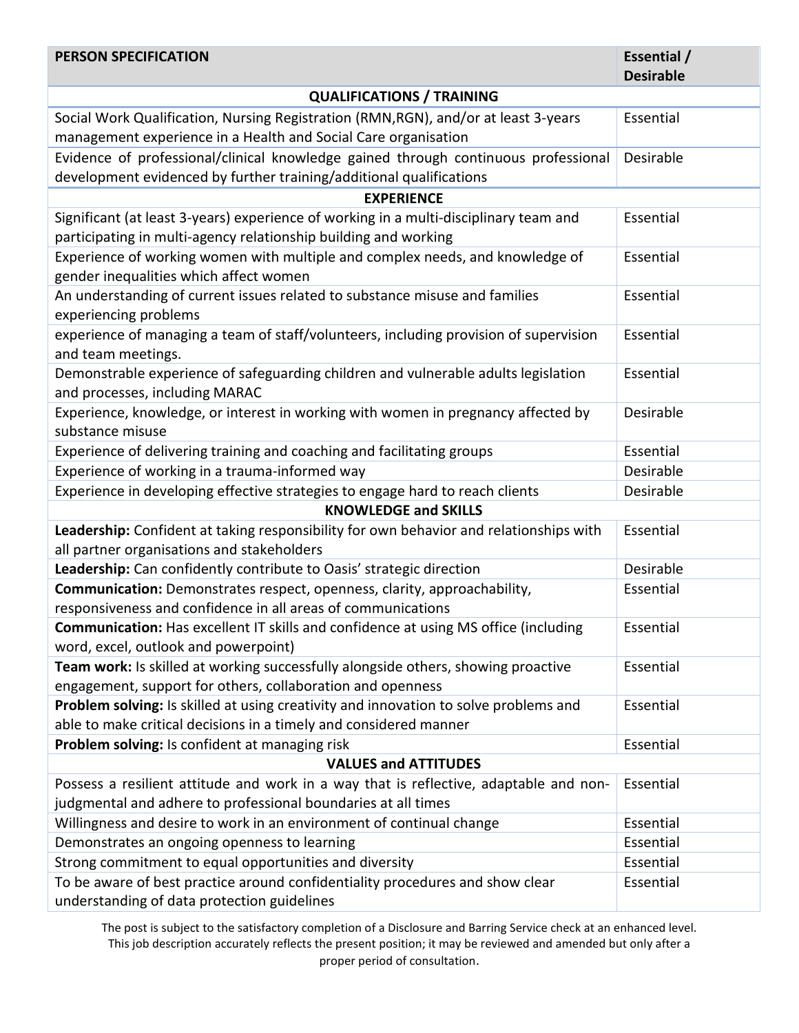| PERSON SPECIFICATION | Essential / Desirable |
| --- | --- |
| **QUALIFICATIONS / TRAINING** | |
| Social Work Qualification, Nursing Registration (RMN,RGN), and/or at least 3-years management experience in a Health and Social Care organisation | Essential |
| Evidence of professional/clinical knowledge gained through continuous professional development evidenced by further training/additional qualifications | Desirable |
| **EXPERIENCE** | |
| Significant (at least 3-years) experience of working in a multi-disciplinary team and participating in multi-agency relationship building and working | Essential |
| Experience of working women with multiple and complex needs, and knowledge of gender inequalities which affect women | Essential |
| An understanding of current issues related to substance misuse and families experiencing problems | Essential |
| experience of managing a team of staff/volunteers, including provision of supervision and team meetings. | Essential |
| Demonstrable experience of safeguarding children and vulnerable adults legislation and processes, including MARAC | Essential |
| Experience, knowledge, or interest in working with women in pregnancy affected by substance misuse | Desirable |
| Experience of delivering training and coaching and facilitating groups | Essential |
| Experience of working in a trauma-informed way | Desirable |
| Experience in developing effective strategies to engage hard to reach clients | Desirable |
| **KNOWLEDGE and SKILLS** | |
| **Leadership:** Confident at taking responsibility for own behavior and relationships with all partner organisations and stakeholders | Essential |
| **Leadership:** Can confidently contribute to Oasis' strategic direction | Desirable |
| **Communication:** Demonstrates respect, openness, clarity, approachability, responsiveness and confidence in all areas of communications | Essential |
| **Communication:** Has excellent IT skills and confidence at using MS office (including word, excel, outlook and powerpoint) | Essential |
| **Team work:** Is skilled at working successfully alongside others, showing proactive engagement, support for others, collaboration and openness | Essential |
| **Problem solving:** Is skilled at using creativity and innovation to solve problems and able to make critical decisions in a timely and considered manner | Essential |
| **Problem solving:** Is confident at managing risk | Essential |
| **VALUES and ATTITUDES** | |
| Possess a resilient attitude and work in a way that is reflective, adaptable and non-judgmental and adhere to professional boundaries at all times | Essential |
| Willingness and desire to work in an environment of continual change | Essential |
| Demonstrates an ongoing openness to learning | Essential |
| Strong commitment to equal opportunities and diversity | Essential |
| To be aware of best practice around confidentiality procedures and show clear understanding of data protection guidelines | Essential |

The post is subject to the satisfactory completion of a Disclosure and Barring Service check at an enhanced level. This job description accurately reflects the present position; it may be reviewed and amended but only after a proper period of consultation.